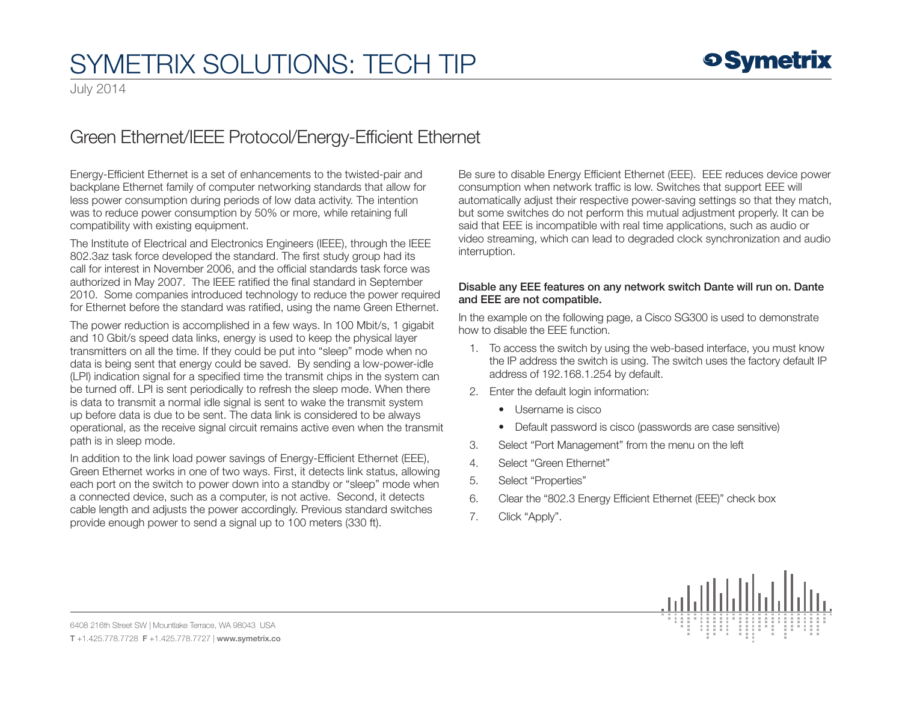# SYMETRIX SOLUTIONS: TECH TIP

July 2014

## Green Ethernet/IEEE Protocol/Energy-Efficient Ethernet

Energy-Efficient Ethernet is a set of enhancements to the twisted-pair and backplane Ethernet family of computer networking standards that allow for less power consumption during periods of low data activity. The intention was to reduce power consumption by 50% or more, while retaining full compatibility with existing equipment.

The Institute of Electrical and Electronics Engineers (IEEE), through the IEEE 802.3az task force developed the standard. The first study group had its call for interest in November 2006, and the official standards task force was authorized in May 2007. The IEEE ratified the final standard in September 2010. Some companies introduced technology to reduce the power required for Ethernet before the standard was ratified, using the name Green Ethernet.

The power reduction is accomplished in a few ways. In 100 Mbit/s, 1 gigabit and 10 Gbit/s speed data links, energy is used to keep the physical layer transmitters on all the time. If they could be put into "sleep" mode when no data is being sent that energy could be saved. By sending a low-power-idle (LPI) indication signal for a specified time the transmit chips in the system can be turned off. LPI is sent periodically to refresh the sleep mode. When there is data to transmit a normal idle signal is sent to wake the transmit system up before data is due to be sent. The data link is considered to be always operational, as the receive signal circuit remains active even when the transmit path is in sleep mode.

In addition to the link load power savings of Energy-Efficient Ethernet (EEE), Green Ethernet works in one of two ways. First, it detects link status, allowing each port on the switch to power down into a standby or "sleep" mode when a connected device, such as a computer, is not active. Second, it detects cable length and adjusts the power accordingly. Previous standard switches provide enough power to send a signal up to 100 meters (330 ft).

Be sure to disable Energy Efficient Ethernet (EEE). EEE reduces device power consumption when network traffic is low. Switches that support EEE will automatically adjust their respective power-saving settings so that they match, but some switches do not perform this mutual adjustment properly. It can be said that EEE is incompatible with real time applications, such as audio or video streaming, which can lead to degraded clock synchronization and audio interruption.

**Disable any EEE features on any network switch Dante will run on. Dante and EEE are not compatible.**

In the example on the following page, a Cisco SG300 is used to demonstrate how to disable the EEE function.

1. To access the switch by using the web-based interface, you must know the IP address the switch is using. The switch uses the factory default IP address of 192.168.1.254 by default.
2. Enter the default login information:
   - Username is cisco
   - Default password is cisco (passwords are case sensitive)
3. Select "Port Management" from the menu on the left
4. Select "Green Ethernet"
5. Select "Properties"
6. Clear the "802.3 Energy Efficient Ethernet (EEE)" check box
7. Click "Apply".

6408 216th Street SW | Mountlake Terrace, WA 98043 USA
**T** +1.425.778.7728 **F** +1.425.778.7727 | **www.symetrix.co**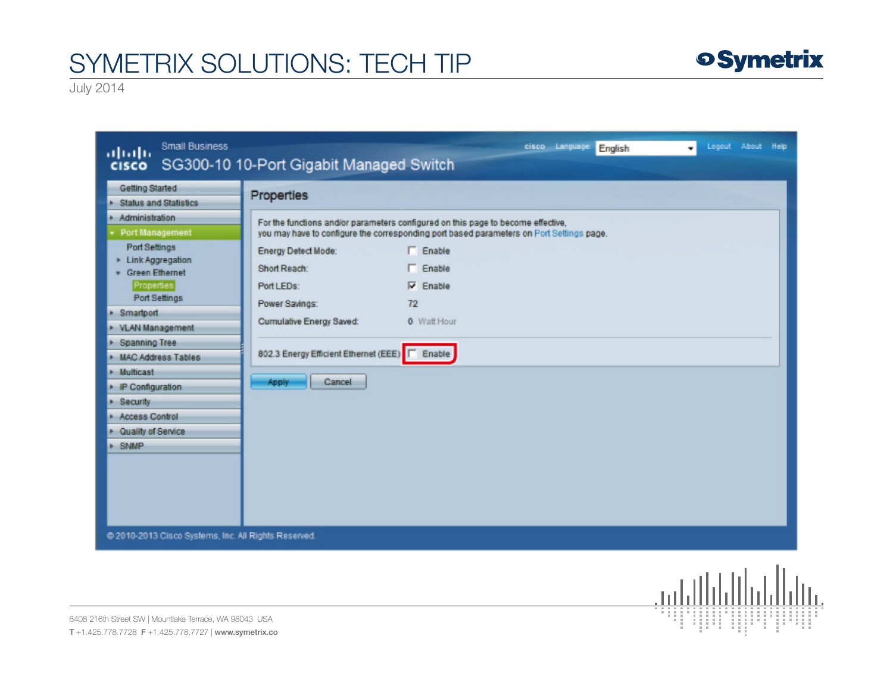Small Business

SG300-10 10-Port Gigabit Managed Switch

cisco Language English Logout About Help

- Getting Started
- Status and Statistics
- Administration
- Port Management
  - Port Settings
  - Link Aggregation
  - Green Ethernet
    - Properties
    - Port Settings
- Smartport
- VLAN Management
- Spanning Tree
- MAC Address Tables
- Multicast
- IP Configuration
- Security
- Access Control
- Quality of Service
- SNMP

## Properties

For the functions and/or parameters configured on this page to become effective, you may have to configure the corresponding port based parameters on Port Settings page.

| | |
|---|---|
| Energy Detect Mode: | ☐ Enable |
| Short Reach: | ☐ Enable |
| Port LEDs: | ☑ Enable |
| Power Savings: | 72 |
| Cumulative Energy Saved: | 0 Watt Hour |
| 802.3 Energy Efficient Ethernet (EEE) | ☐ Enable |

Apply Cancel

© 2010-2013 Cisco Systems, Inc. All Rights Reserved.